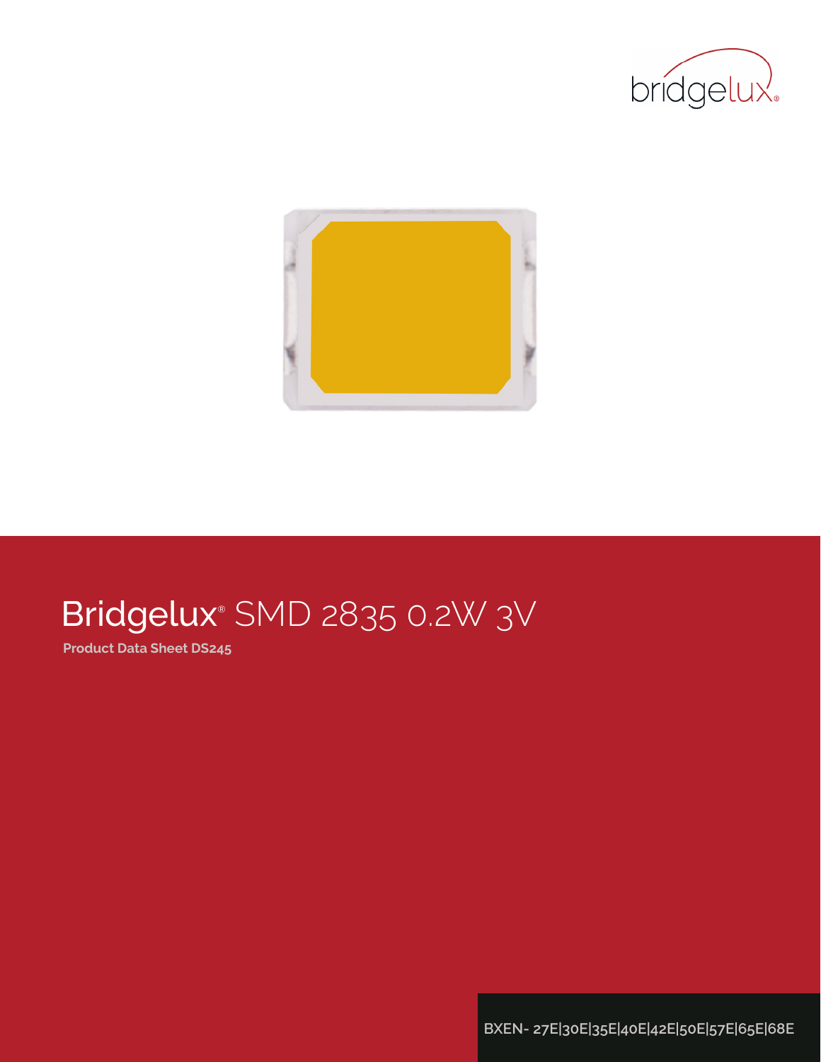bridgelux®

# Bridgelux® SMD 2835 0.2W 3V

**Product Data Sheet DS245**

BXEN- 27E|30E|35E|40E|42E|50E|57E|65E|68E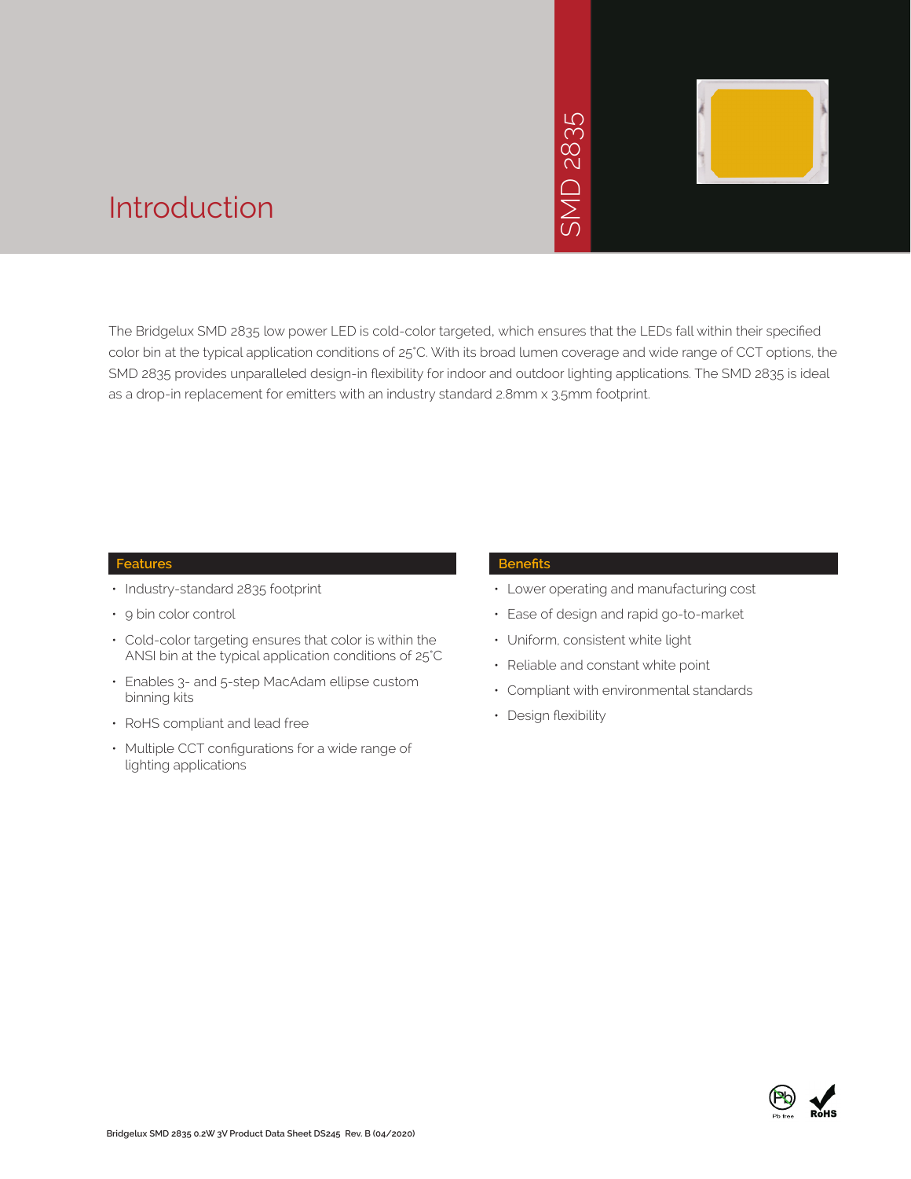# Introduction

SMD 2835

The Bridgelux SMD 2835 low power LED is cold-color targeted, which ensures that the LEDs fall within their specified color bin at the typical application conditions of 25°C. With its broad lumen coverage and wide range of CCT options, the SMD 2835 provides unparalleled design-in flexibility for indoor and outdoor lighting applications. The SMD 2835 is ideal as a drop-in replacement for emitters with an industry standard 2.8mm x 3.5mm footprint.

## Features

- Industry-standard 2835 footprint
- 9 bin color control
- Cold-color targeting ensures that color is within the ANSI bin at the typical application conditions of 25°C
- Enables 3- and 5-step MacAdam ellipse custom binning kits
- RoHS compliant and lead free
- Multiple CCT configurations for a wide range of lighting applications

## Benefits

- Lower operating and manufacturing cost
- Ease of design and rapid go-to-market
- Uniform, consistent white light
- Reliable and constant white point
- Compliant with environmental standards
- Design flexibility

Pb free RoHS

Bridgelux SMD 2835 0.2W 3V Product Data Sheet DS245 Rev. B (04/2020)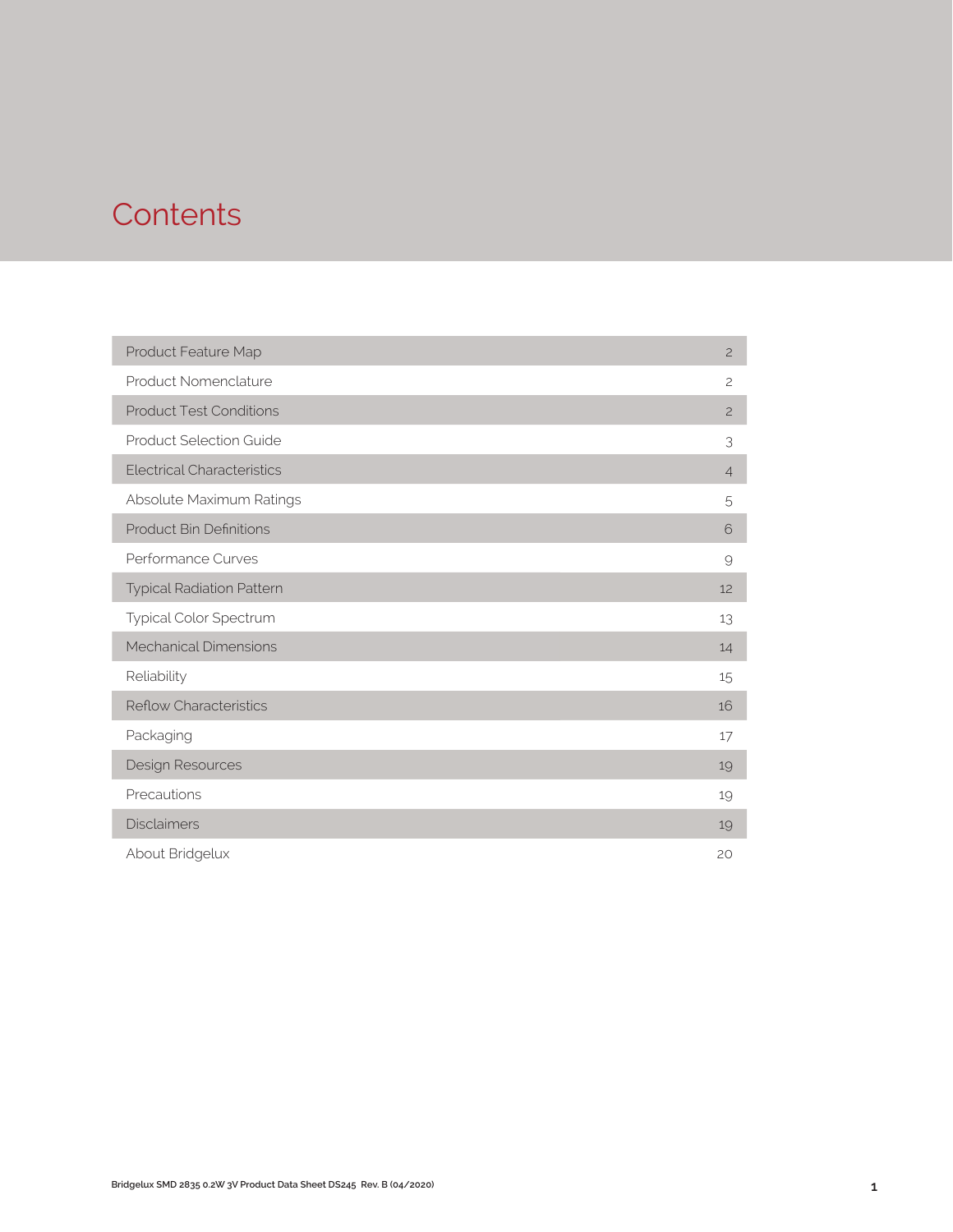# Contents

| | |
|---|---|
| Product Feature Map | 2 |
| Product Nomenclature | 2 |
| Product Test Conditions | 2 |
| Product Selection Guide | 3 |
| Electrical Characteristics | 4 |
| Absolute Maximum Ratings | 5 |
| Product Bin Definitions | 6 |
| Performance Curves | 9 |
| Typical Radiation Pattern | 12 |
| Typical Color Spectrum | 13 |
| Mechanical Dimensions | 14 |
| Reliability | 15 |
| Reflow Characteristics | 16 |
| Packaging | 17 |
| Design Resources | 19 |
| Precautions | 19 |
| Disclaimers | 19 |
| About Bridgelux | 20 |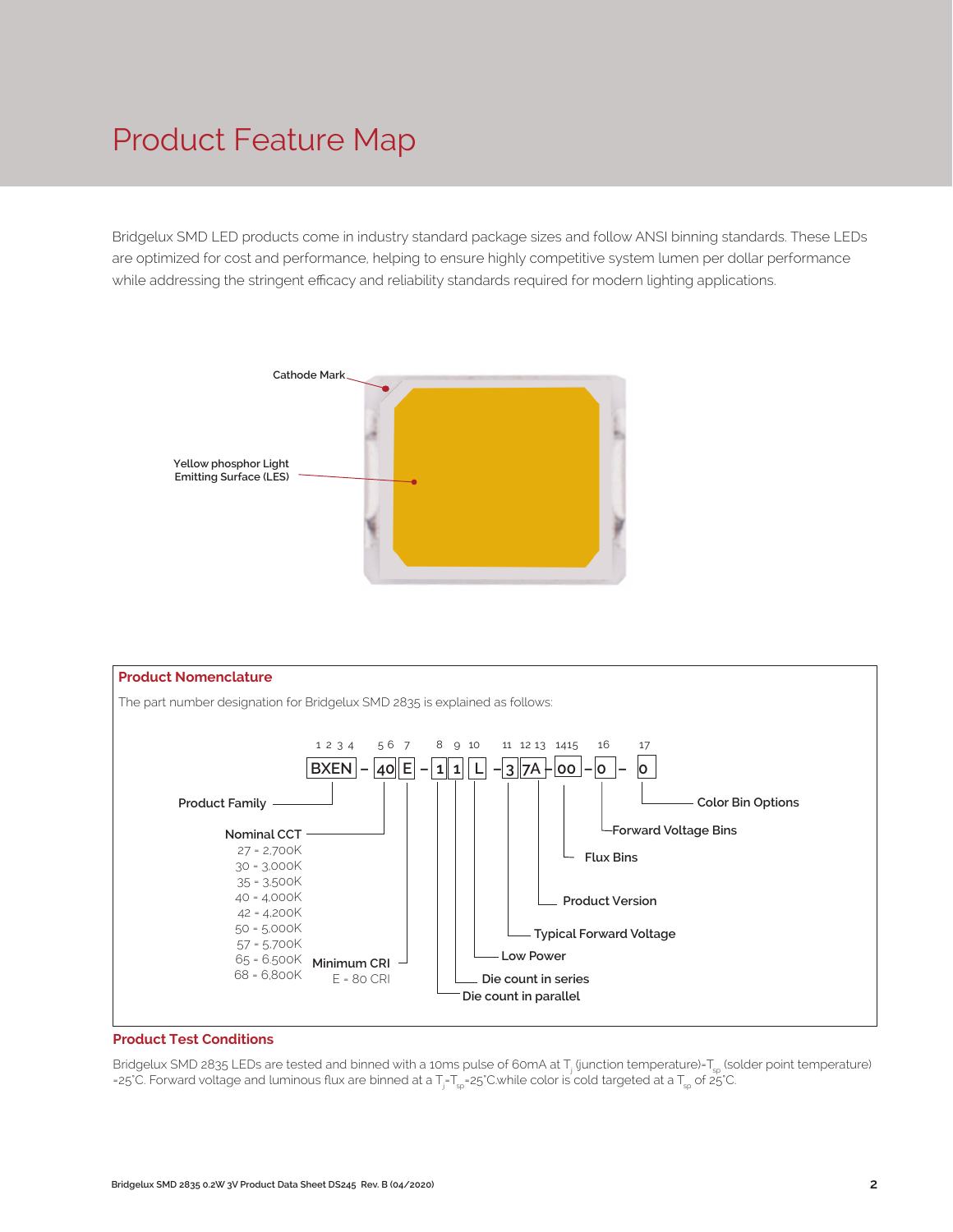# Product Feature Map

Bridgelux SMD LED products come in industry standard package sizes and follow ANSI binning standards. These LEDs are optimized for cost and performance, helping to ensure highly competitive system lumen per dollar performance while addressing the stringent efficacy and reliability standards required for modern lighting applications.

Cathode Mark

Yellow phosphor Light Emitting Surface (LES)

## Product Nomenclature

The part number designation for Bridgelux SMD 2835 is explained as follows:

**BXEN – 40 E – 1 1 L – 3 7A – 00 – 0 – 0**

| Position | Code | Description |
|---|---|---|
| 1 2 3 4 | BXEN | Product Family |
| 5 6 | 40 | Nominal CCT |
| 7 | E | Minimum CRI |
| 8 | 1 | Die count in parallel |
| 9 | 1 | Die count in series |
| 10 | L | Low Power |
| 11 | 3 | Typical Forward Voltage |
| 12 13 | 7A | Product Version |
| 14 15 | 00 | Flux Bins |
| 16 | 0 | Forward Voltage Bins |
| 17 | 0 | Color Bin Options |

Nominal CCT:
- 27 = 2,700K
- 30 = 3,000K
- 35 = 3,500K
- 40 = 4,000K
- 42 = 4,200K
- 50 = 5,000K
- 57 = 5,700K
- 65 = 6,500K
- 68 = 6,800K

Minimum CRI:
- E = 80 CRI

## Product Test Conditions

Bridgelux SMD 2835 LEDs are tested and binned with a 10ms pulse of 60mA at $T_j$ (junction temperature)=$T_{sp}$ (solder point temperature) =25°C. Forward voltage and luminous flux are binned at a $T_j$=$T_{sp}$=25°C while color is cold targeted at a $T_{sp}$ of 25°C.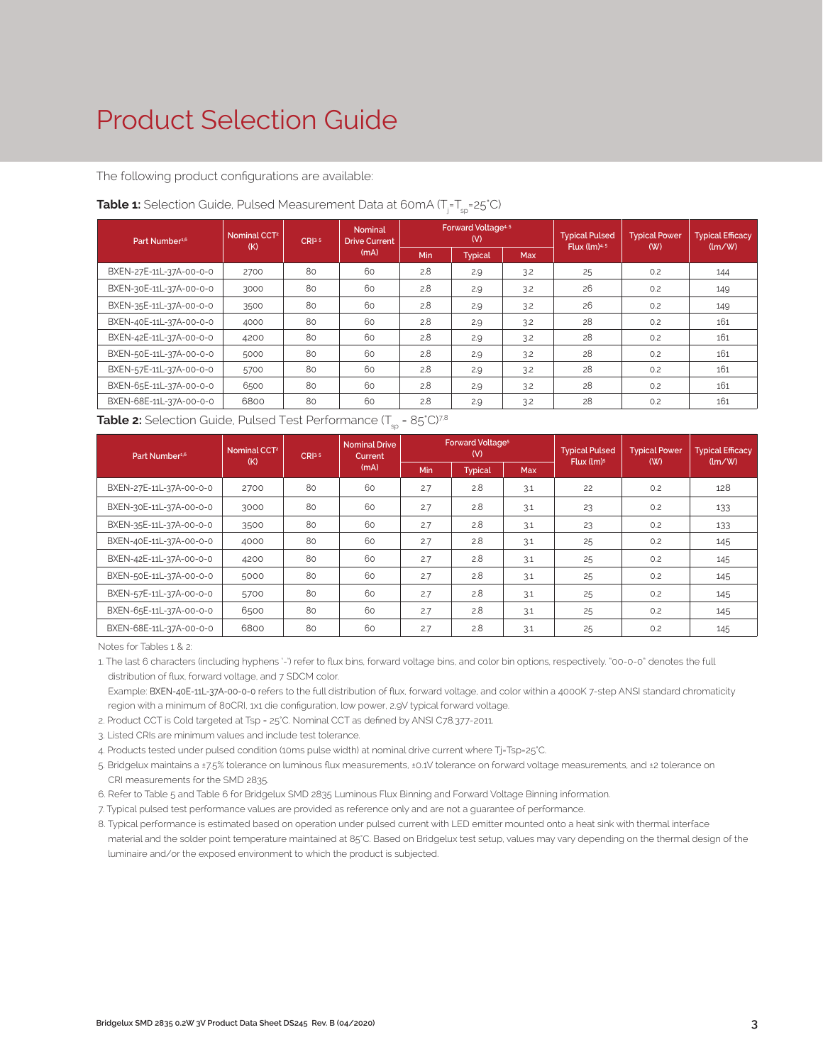# Product Selection Guide

The following product configurations are available:

**Table 1:** Selection Guide, Pulsed Measurement Data at 60mA ($T_j$=$T_{sp}$=25°C)

| Part Number[1,6] | Nominal CCT[2] (K) | CRI[3,5] | Nominal Drive Current (mA) | Forward Voltage[4,5] (V) | | | Typical Pulsed Flux (lm)[4,5] | Typical Power (W) | Typical Efficacy (lm/W) |
|---|---|---|---|---|---|---|---|---|---|
| | | | | Min | Typical | Max | | | |
| BXEN-27E-11L-37A-00-0-0 | 2700 | 80 | 60 | 2.8 | 2.9 | 3.2 | 25 | 0.2 | 144 |
| BXEN-30E-11L-37A-00-0-0 | 3000 | 80 | 60 | 2.8 | 2.9 | 3.2 | 26 | 0.2 | 149 |
| BXEN-35E-11L-37A-00-0-0 | 3500 | 80 | 60 | 2.8 | 2.9 | 3.2 | 26 | 0.2 | 149 |
| BXEN-40E-11L-37A-00-0-0 | 4000 | 80 | 60 | 2.8 | 2.9 | 3.2 | 28 | 0.2 | 161 |
| BXEN-42E-11L-37A-00-0-0 | 4200 | 80 | 60 | 2.8 | 2.9 | 3.2 | 28 | 0.2 | 161 |
| BXEN-50E-11L-37A-00-0-0 | 5000 | 80 | 60 | 2.8 | 2.9 | 3.2 | 28 | 0.2 | 161 |
| BXEN-57E-11L-37A-00-0-0 | 5700 | 80 | 60 | 2.8 | 2.9 | 3.2 | 28 | 0.2 | 161 |
| BXEN-65E-11L-37A-00-0-0 | 6500 | 80 | 60 | 2.8 | 2.9 | 3.2 | 28 | 0.2 | 161 |
| BXEN-68E-11L-37A-00-0-0 | 6800 | 80 | 60 | 2.8 | 2.9 | 3.2 | 28 | 0.2 | 161 |

**Table 2:** Selection Guide, Pulsed Test Performance ($T_{sp}$ = 85°C)[7,8]

| Part Number[1,6] | Nominal CCT[2] (K) | CRI[3,5] | Nominal Drive Current (mA) | Forward Voltage[5] (V) | | | Typical Pulsed Flux (lm)[5] | Typical Power (W) | Typical Efficacy (lm/W) |
|---|---|---|---|---|---|---|---|---|---|
| | | | | Min | Typical | Max | | | |
| BXEN-27E-11L-37A-00-0-0 | 2700 | 80 | 60 | 2.7 | 2.8 | 3.1 | 22 | 0.2 | 128 |
| BXEN-30E-11L-37A-00-0-0 | 3000 | 80 | 60 | 2.7 | 2.8 | 3.1 | 23 | 0.2 | 133 |
| BXEN-35E-11L-37A-00-0-0 | 3500 | 80 | 60 | 2.7 | 2.8 | 3.1 | 23 | 0.2 | 133 |
| BXEN-40E-11L-37A-00-0-0 | 4000 | 80 | 60 | 2.7 | 2.8 | 3.1 | 25 | 0.2 | 145 |
| BXEN-42E-11L-37A-00-0-0 | 4200 | 80 | 60 | 2.7 | 2.8 | 3.1 | 25 | 0.2 | 145 |
| BXEN-50E-11L-37A-00-0-0 | 5000 | 80 | 60 | 2.7 | 2.8 | 3.1 | 25 | 0.2 | 145 |
| BXEN-57E-11L-37A-00-0-0 | 5700 | 80 | 60 | 2.7 | 2.8 | 3.1 | 25 | 0.2 | 145 |
| BXEN-65E-11L-37A-00-0-0 | 6500 | 80 | 60 | 2.7 | 2.8 | 3.1 | 25 | 0.2 | 145 |
| BXEN-68E-11L-37A-00-0-0 | 6800 | 80 | 60 | 2.7 | 2.8 | 3.1 | 25 | 0.2 | 145 |

Notes for Tables 1 & 2:

1. The last 6 characters (including hyphens '-') refer to flux bins, forward voltage bins, and color bin options, respectively. "00-0-0" denotes the full distribution of flux, forward voltage, and 7 SDCM color.
   Example: BXEN-40E-11L-37A-00-0-0 refers to the full distribution of flux, forward voltage, and color within a 4000K 7-step ANSI standard chromaticity region with a minimum of 80CRI, 1x1 die configuration, low power, 2.9V typical forward voltage.
2. Product CCT is Cold targeted at Tsp = 25°C. Nominal CCT as defined by ANSI C78.377-2011.
3. Listed CRIs are minimum values and include test tolerance.
4. Products tested under pulsed condition (10ms pulse width) at nominal drive current where Tj=Tsp=25°C.
5. Bridgelux maintains a ±7.5% tolerance on luminous flux measurements, ±0.1V tolerance on forward voltage measurements, and ±2 tolerance on CRI measurements for the SMD 2835.
6. Refer to Table 5 and Table 6 for Bridgelux SMD 2835 Luminous Flux Binning and Forward Voltage Binning information.
7. Typical pulsed test performance values are provided as reference only and are not a guarantee of performance.
8. Typical performance is estimated based on operation under pulsed current with LED emitter mounted onto a heat sink with thermal interface material and the solder point temperature maintained at 85°C. Based on Bridgelux test setup, values may vary depending on the thermal design of the luminaire and/or the exposed environment to which the product is subjected.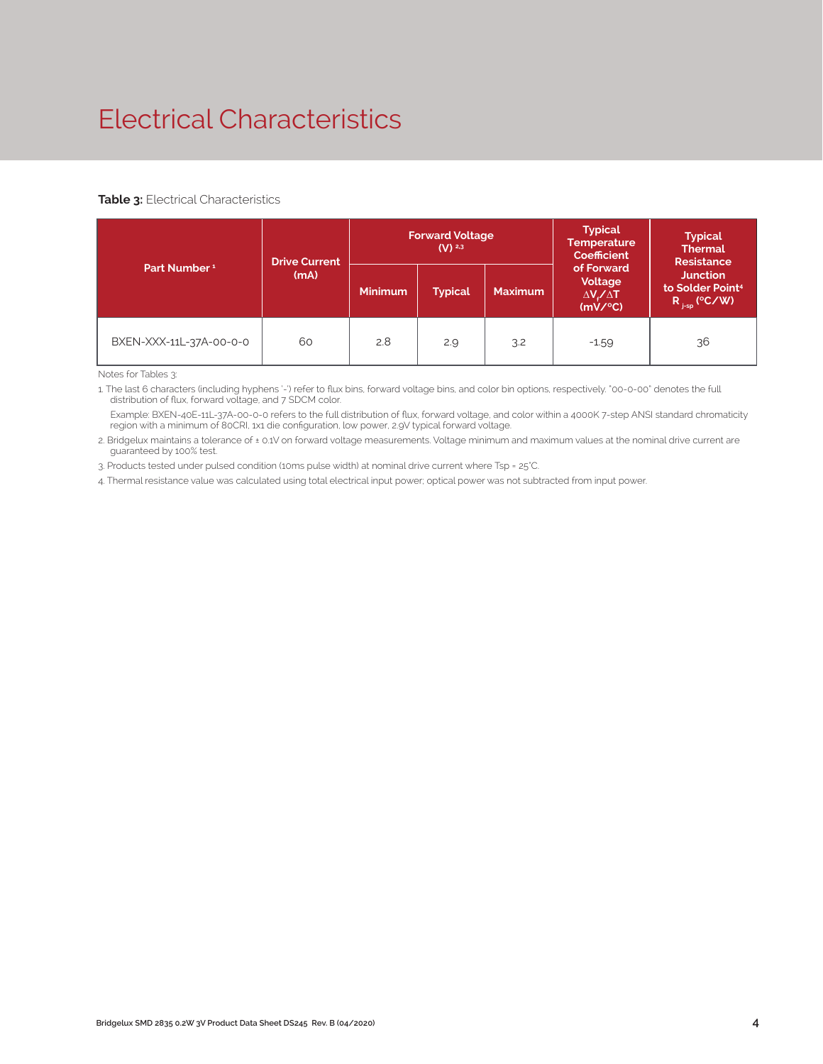# Electrical Characteristics

**Table 3:** Electrical Characteristics

| Part Number [1] | Drive Current (mA) | Forward Voltage (V) [2,3] | | | Typical Temperature Coefficient of Forward Voltage $\Delta V_f / \Delta T$ (mV/°C) | Typical Thermal Resistance Junction to Solder Point[4] $R_{j\text{-}sp}$ (°C/W) |
|---|---|---|---|---|---|---|
| | | Minimum | Typical | Maximum | | |
| BXEN-XXX-11L-37A-00-0-0 | 60 | 2.8 | 2.9 | 3.2 | -1.59 | 36 |

Notes for Tables 3:

1. The last 6 characters (including hyphens '-') refer to flux bins, forward voltage bins, and color bin options, respectively. "00-0-00" denotes the full distribution of flux, forward voltage, and 7 SDCM color.

   Example: BXEN-40E-11L-37A-00-0-0 refers to the full distribution of flux, forward voltage, and color within a 4000K 7-step ANSI standard chromaticity region with a minimum of 80CRI, 1x1 die configuration, low power, 2.9V typical forward voltage.

2. Bridgelux maintains a tolerance of ± 0.1V on forward voltage measurements. Voltage minimum and maximum values at the nominal drive current are guaranteed by 100% test.
3. Products tested under pulsed condition (10ms pulse width) at nominal drive current where Tsp = 25°C.
4. Thermal resistance value was calculated using total electrical input power; optical power was not subtracted from input power.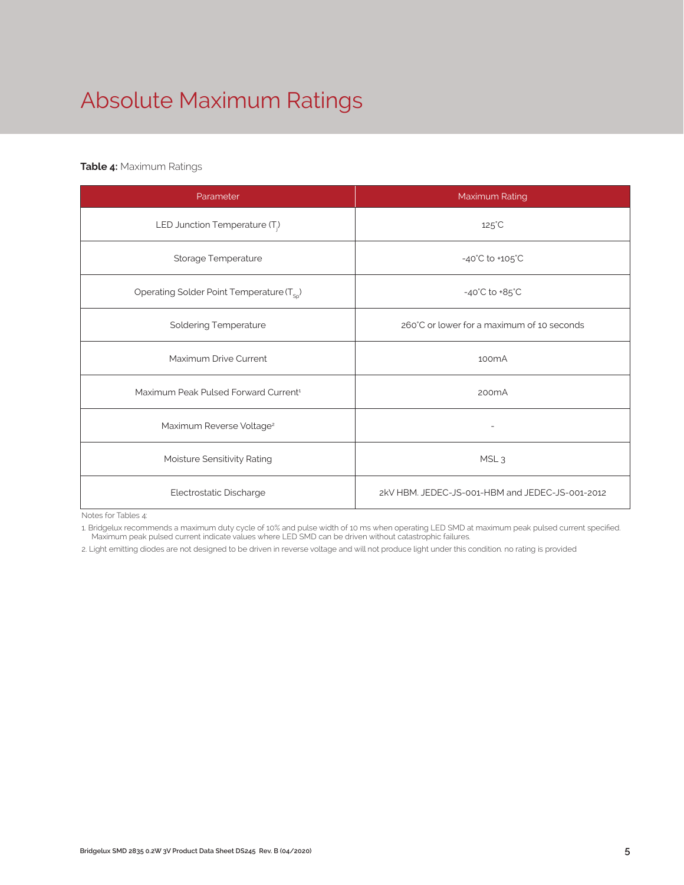# Absolute Maximum Ratings

**Table 4:** Maximum Ratings

| Parameter | Maximum Rating |
|---|---|
| LED Junction Temperature ($T_j$) | 125°C |
| Storage Temperature | -40°C to +105°C |
| Operating Solder Point Temperature ($T_{Sp}$) | -40°C to +85°C |
| Soldering Temperature | 260°C or lower for a maximum of 10 seconds |
| Maximum Drive Current | 100mA |
| Maximum Peak Pulsed Forward Current[1] | 200mA |
| Maximum Reverse Voltage[2] | - |
| Moisture Sensitivity Rating | MSL 3 |
| Electrostatic Discharge | 2kV HBM. JEDEC-JS-001-HBM and JEDEC-JS-001-2012 |

Notes for Tables 4:

1. Bridgelux recommends a maximum duty cycle of 10% and pulse width of 10 ms when operating LED SMD at maximum peak pulsed current specified. Maximum peak pulsed current indicate values where LED SMD can be driven without catastrophic failures.
2. Light emitting diodes are not designed to be driven in reverse voltage and will not produce light under this condition. no rating is provided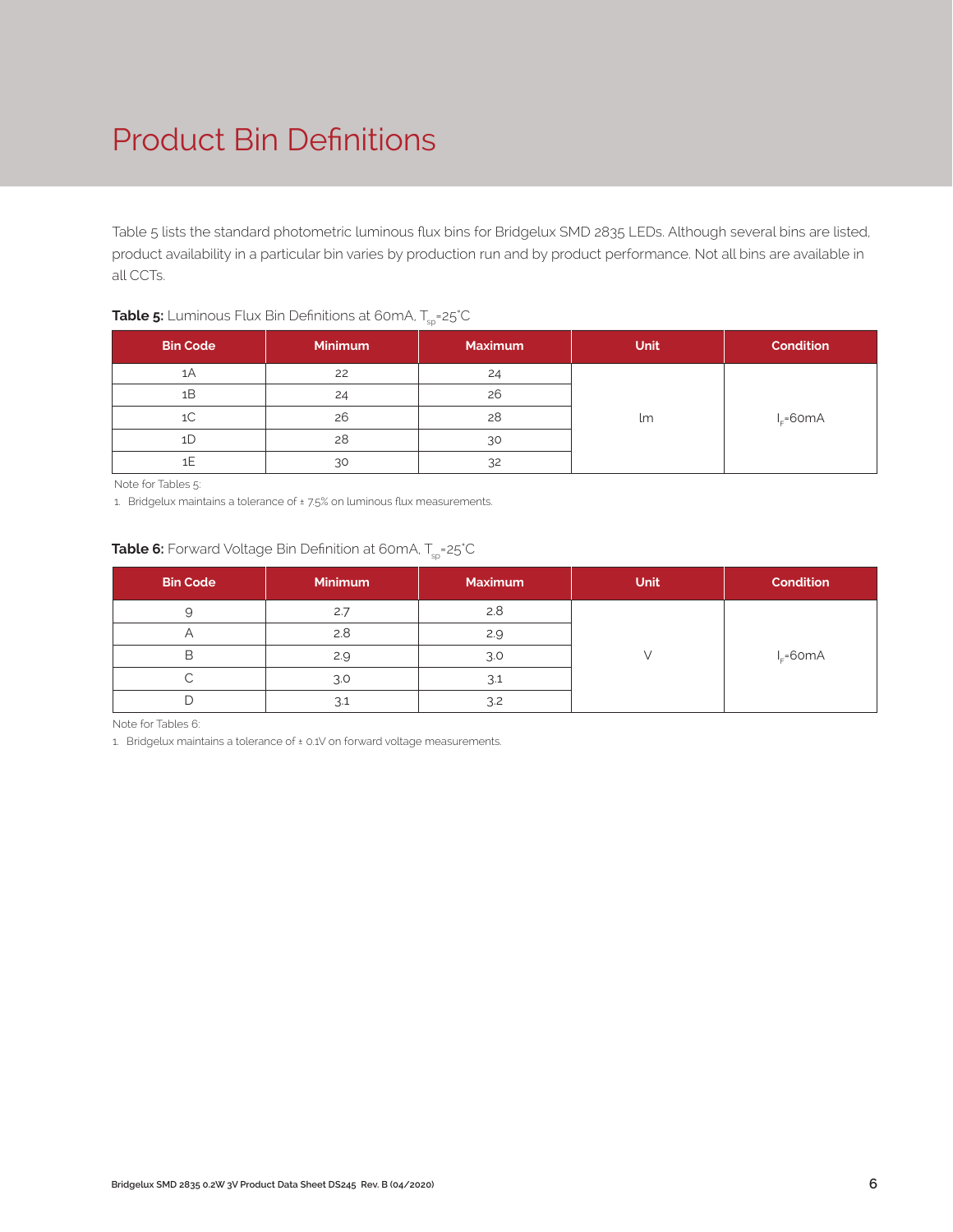# Product Bin Definitions

Table 5 lists the standard photometric luminous flux bins for Bridgelux SMD 2835 LEDs. Although several bins are listed, product availability in a particular bin varies by production run and by product performance. Not all bins are available in all CCTs.

**Table 5:** Luminous Flux Bin Definitions at 60mA, $T_{sp}$=25°C

| Bin Code | Minimum | Maximum | Unit | Condition |
|---|---|---|---|---|
| 1A | 22 | 24 | lm | $I_F$=60mA |
| 1B | 24 | 26 | | |
| 1C | 26 | 28 | | |
| 1D | 28 | 30 | | |
| 1E | 30 | 32 | | |

Note for Tables 5:

1. Bridgelux maintains a tolerance of ± 7.5% on luminous flux measurements.

**Table 6:** Forward Voltage Bin Definition at 60mA, $T_{sp}$=25°C

| Bin Code | Minimum | Maximum | Unit | Condition |
|---|---|---|---|---|
| 9 | 2.7 | 2.8 | V | $I_F$=60mA |
| A | 2.8 | 2.9 | | |
| B | 2.9 | 3.0 | | |
| C | 3.0 | 3.1 | | |
| D | 3.1 | 3.2 | | |

Note for Tables 6:

1. Bridgelux maintains a tolerance of ± 0.1V on forward voltage measurements.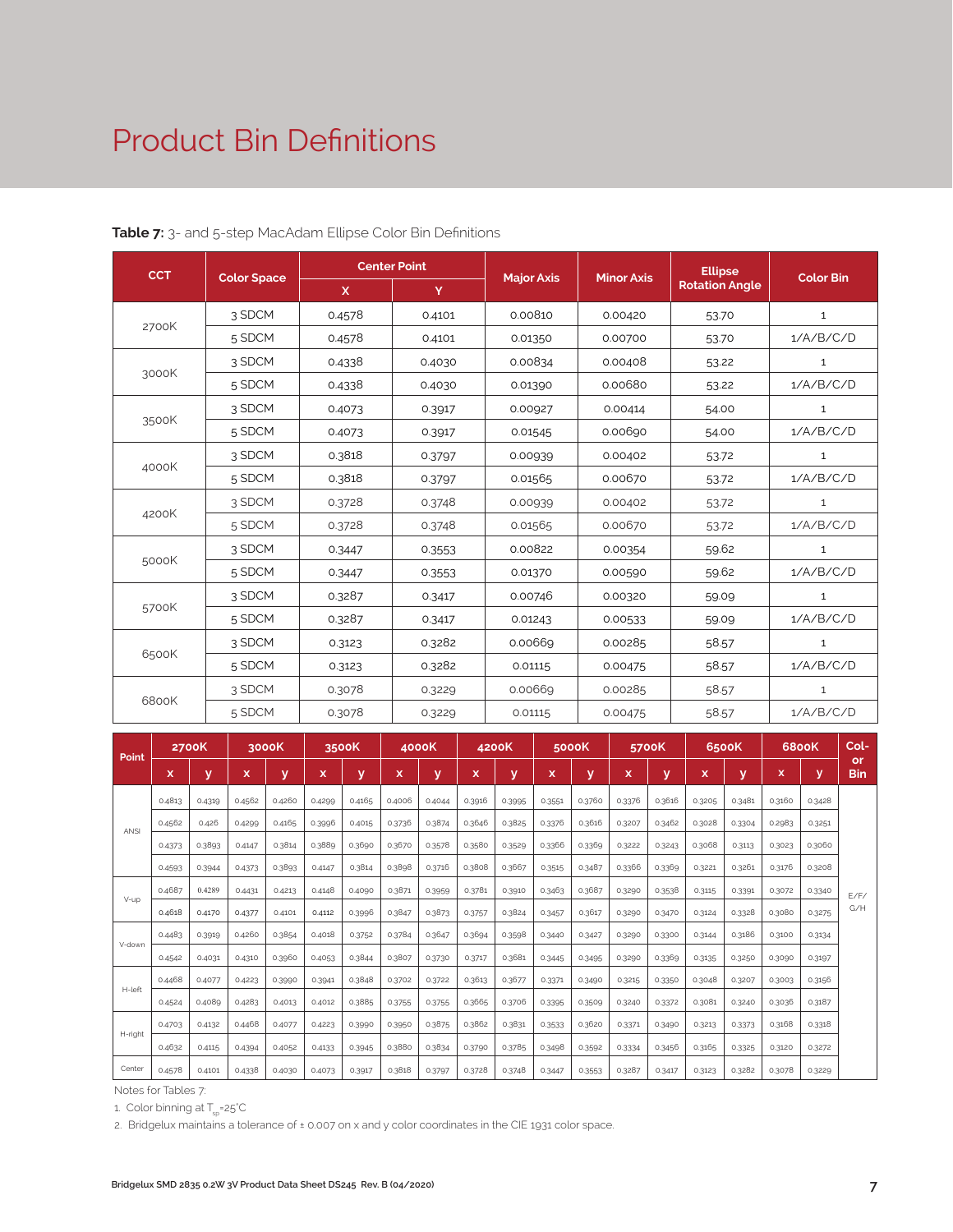# Product Bin Definitions

**Table 7:** 3- and 5-step MacAdam Ellipse Color Bin Definitions

| CCT | Color Space | Center Point | | Major Axis | Minor Axis | Ellipse Rotation Angle | Color Bin |
|---|---|---|---|---|---|---|---|
| | | X | Y | | | | |
| 2700K | 3 SDCM | 0.4578 | 0.4101 | 0.00810 | 0.00420 | 53.70 | 1 |
| | 5 SDCM | 0.4578 | 0.4101 | 0.01350 | 0.00700 | 53.70 | 1/A/B/C/D |
| 3000K | 3 SDCM | 0.4338 | 0.4030 | 0.00834 | 0.00408 | 53.22 | 1 |
| | 5 SDCM | 0.4338 | 0.4030 | 0.01390 | 0.00680 | 53.22 | 1/A/B/C/D |
| 3500K | 3 SDCM | 0.4073 | 0.3917 | 0.00927 | 0.00414 | 54.00 | 1 |
| | 5 SDCM | 0.4073 | 0.3917 | 0.01545 | 0.00690 | 54.00 | 1/A/B/C/D |
| 4000K | 3 SDCM | 0.3818 | 0.3797 | 0.00939 | 0.00402 | 53.72 | 1 |
| | 5 SDCM | 0.3818 | 0.3797 | 0.01565 | 0.00670 | 53.72 | 1/A/B/C/D |
| 4200K | 3 SDCM | 0.3728 | 0.3748 | 0.00939 | 0.00402 | 53.72 | 1 |
| | 5 SDCM | 0.3728 | 0.3748 | 0.01565 | 0.00670 | 53.72 | 1/A/B/C/D |
| 5000K | 3 SDCM | 0.3447 | 0.3553 | 0.00822 | 0.00354 | 59.62 | 1 |
| | 5 SDCM | 0.3447 | 0.3553 | 0.01370 | 0.00590 | 59.62 | 1/A/B/C/D |
| 5700K | 3 SDCM | 0.3287 | 0.3417 | 0.00746 | 0.00320 | 59.09 | 1 |
| | 5 SDCM | 0.3287 | 0.3417 | 0.01243 | 0.00533 | 59.09 | 1/A/B/C/D |
| 6500K | 3 SDCM | 0.3123 | 0.3282 | 0.00669 | 0.00285 | 58.57 | 1 |
| | 5 SDCM | 0.3123 | 0.3282 | 0.01115 | 0.00475 | 58.57 | 1/A/B/C/D |
| 6800K | 3 SDCM | 0.3078 | 0.3229 | 0.00669 | 0.00285 | 58.57 | 1 |
| | 5 SDCM | 0.3078 | 0.3229 | 0.01115 | 0.00475 | 58.57 | 1/A/B/C/D |

| Point | 2700K | | 3000K | | 3500K | | 4000K | | 4200K | | 5000K | | 5700K | | 6500K | | 6800K | | Color Bin |
|---|---|---|---|---|---|---|---|---|---|---|---|---|---|---|---|---|---|---|---|
| | x | y | x | y | x | y | x | y | x | y | x | y | x | y | x | y | x | y | |
| ANSI | 0.4813 | 0.4319 | 0.4562 | 0.4260 | 0.4299 | 0.4165 | 0.4006 | 0.4044 | 0.3916 | 0.3995 | 0.3551 | 0.3760 | 0.3376 | 0.3616 | 0.3205 | 0.3481 | 0.3160 | 0.3428 | E/F/G/H |
| | 0.4562 | 0.426 | 0.4299 | 0.4165 | 0.3996 | 0.4015 | 0.3736 | 0.3874 | 0.3646 | 0.3825 | 0.3376 | 0.3616 | 0.3207 | 0.3462 | 0.3028 | 0.3304 | 0.2983 | 0.3251 | |
| | 0.4373 | 0.3893 | 0.4147 | 0.3814 | 0.3889 | 0.3690 | 0.3670 | 0.3578 | 0.3580 | 0.3529 | 0.3366 | 0.3369 | 0.3222 | 0.3243 | 0.3068 | 0.3113 | 0.3023 | 0.3060 | |
| | 0.4593 | 0.3944 | 0.4373 | 0.3893 | 0.4147 | 0.3814 | 0.3898 | 0.3716 | 0.3808 | 0.3667 | 0.3515 | 0.3487 | 0.3366 | 0.3369 | 0.3221 | 0.3261 | 0.3176 | 0.3208 | |
| V-up | 0.4687 | 0.4289 | 0.4431 | 0.4213 | 0.4148 | 0.4090 | 0.3871 | 0.3959 | 0.3781 | 0.3910 | 0.3463 | 0.3687 | 0.3290 | 0.3538 | 0.3115 | 0.3391 | 0.3072 | 0.3340 | |
| | 0.4618 | 0.4170 | 0.4377 | 0.4101 | 0.4112 | 0.3996 | 0.3847 | 0.3873 | 0.3757 | 0.3824 | 0.3457 | 0.3617 | 0.3290 | 0.3470 | 0.3124 | 0.3328 | 0.3080 | 0.3275 | |
| V-down | 0.4483 | 0.3919 | 0.4260 | 0.3854 | 0.4018 | 0.3752 | 0.3784 | 0.3647 | 0.3694 | 0.3598 | 0.3440 | 0.3427 | 0.3290 | 0.3300 | 0.3144 | 0.3186 | 0.3100 | 0.3134 | |
| | 0.4542 | 0.4031 | 0.4310 | 0.3960 | 0.4053 | 0.3844 | 0.3807 | 0.3730 | 0.3717 | 0.3681 | 0.3445 | 0.3495 | 0.3290 | 0.3369 | 0.3135 | 0.3250 | 0.3090 | 0.3197 | |
| H-left | 0.4468 | 0.4077 | 0.4223 | 0.3990 | 0.3941 | 0.3848 | 0.3702 | 0.3722 | 0.3613 | 0.3677 | 0.3371 | 0.3490 | 0.3215 | 0.3350 | 0.3048 | 0.3207 | 0.3003 | 0.3156 | |
| | 0.4524 | 0.4089 | 0.4283 | 0.4013 | 0.4012 | 0.3885 | 0.3755 | 0.3755 | 0.3665 | 0.3706 | 0.3395 | 0.3509 | 0.3240 | 0.3372 | 0.3081 | 0.3240 | 0.3036 | 0.3187 | |
| H-right | 0.4703 | 0.4132 | 0.4468 | 0.4077 | 0.4223 | 0.3990 | 0.3950 | 0.3875 | 0.3862 | 0.3831 | 0.3533 | 0.3620 | 0.3371 | 0.3490 | 0.3213 | 0.3373 | 0.3168 | 0.3318 | |
| | 0.4632 | 0.4115 | 0.4394 | 0.4052 | 0.4133 | 0.3945 | 0.3880 | 0.3834 | 0.3790 | 0.3785 | 0.3498 | 0.3592 | 0.3334 | 0.3456 | 0.3165 | 0.3325 | 0.3120 | 0.3272 | |
| Center | 0.4578 | 0.4101 | 0.4338 | 0.4030 | 0.4073 | 0.3917 | 0.3818 | 0.3797 | 0.3728 | 0.3748 | 0.3447 | 0.3553 | 0.3287 | 0.3417 | 0.3123 | 0.3282 | 0.3078 | 0.3229 | |

Notes for Tables 7:

1. Color binning at $T_{sp}$=25°C
2. Bridgelux maintains a tolerance of ± 0.007 on x and y color coordinates in the CIE 1931 color space.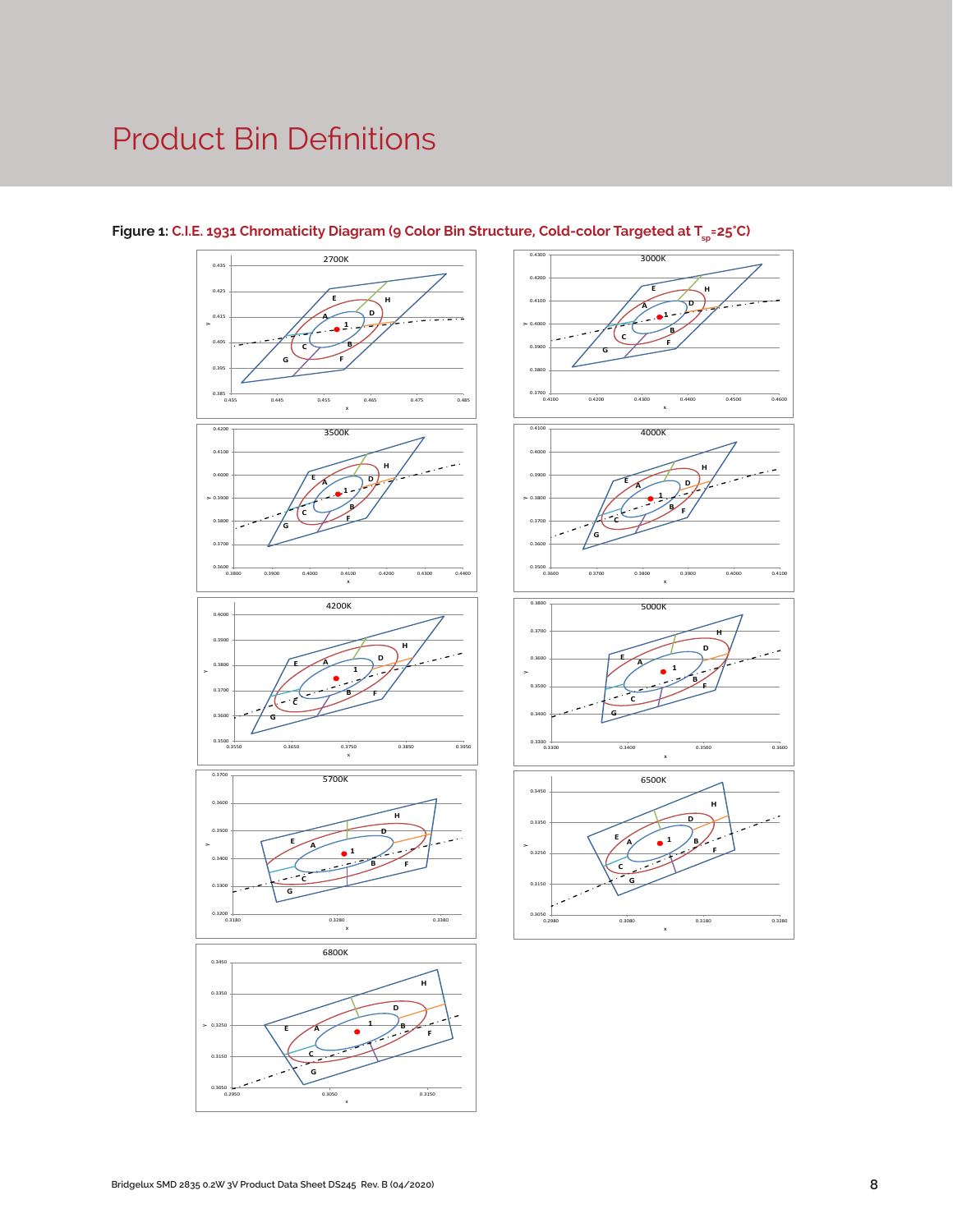# Product Bin Definitions

**Figure 1:** C.I.E. 1931 Chromaticity Diagram (9 Color Bin Structure, Cold-color Targeted at $T_{sp}$=25°C)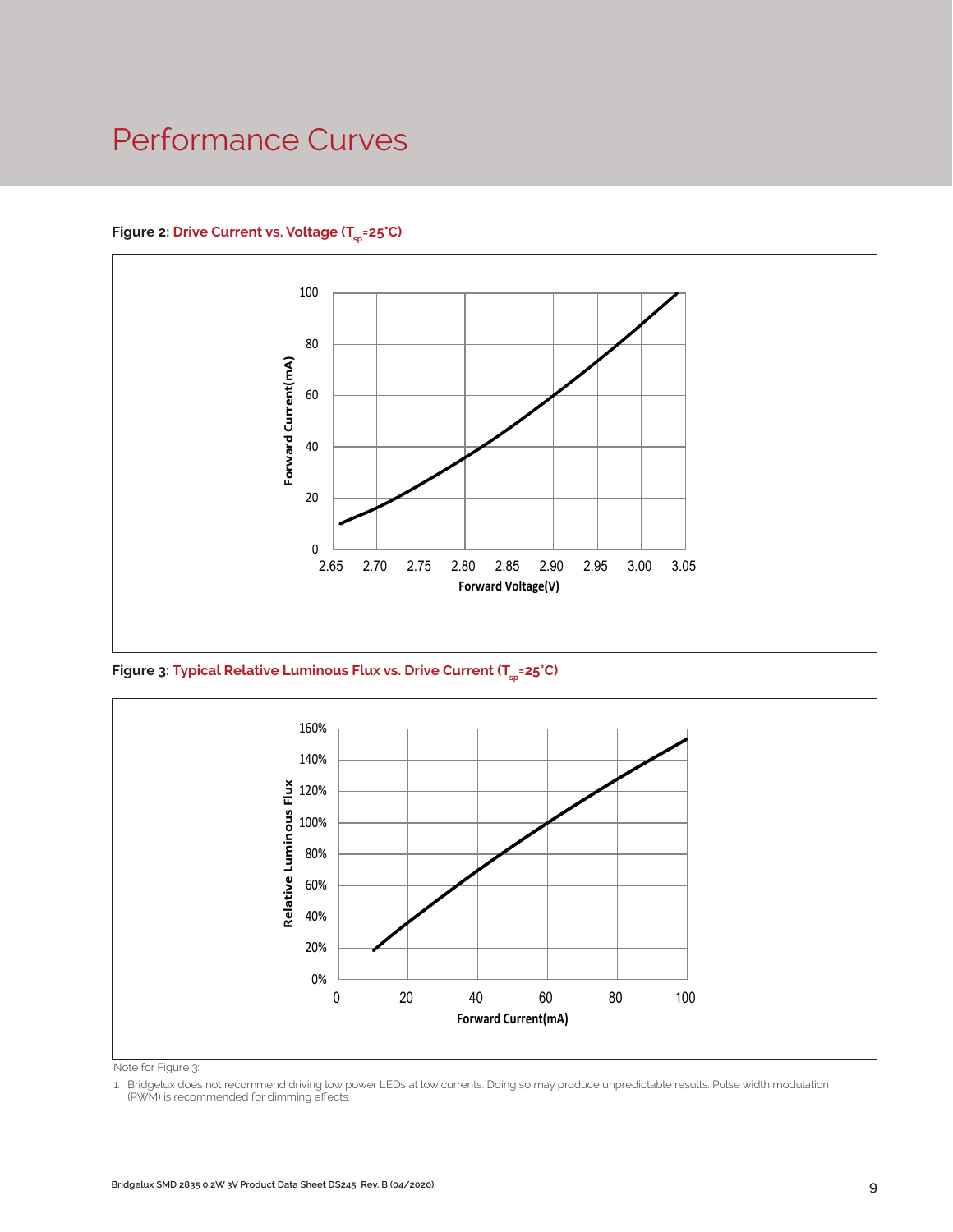# Performance Curves

**Figure 2: Drive Current vs. Voltage ($T_{sp}$=25°C)**

**Figure 3: Typical Relative Luminous Flux vs. Drive Current ($T_{sp}$=25°C)**

Note for Figure 3:

1. Bridgelux does not recommend driving low power LEDs at low currents. Doing so may produce unpredictable results. Pulse width modulation (PWM) is recommended for dimming effects.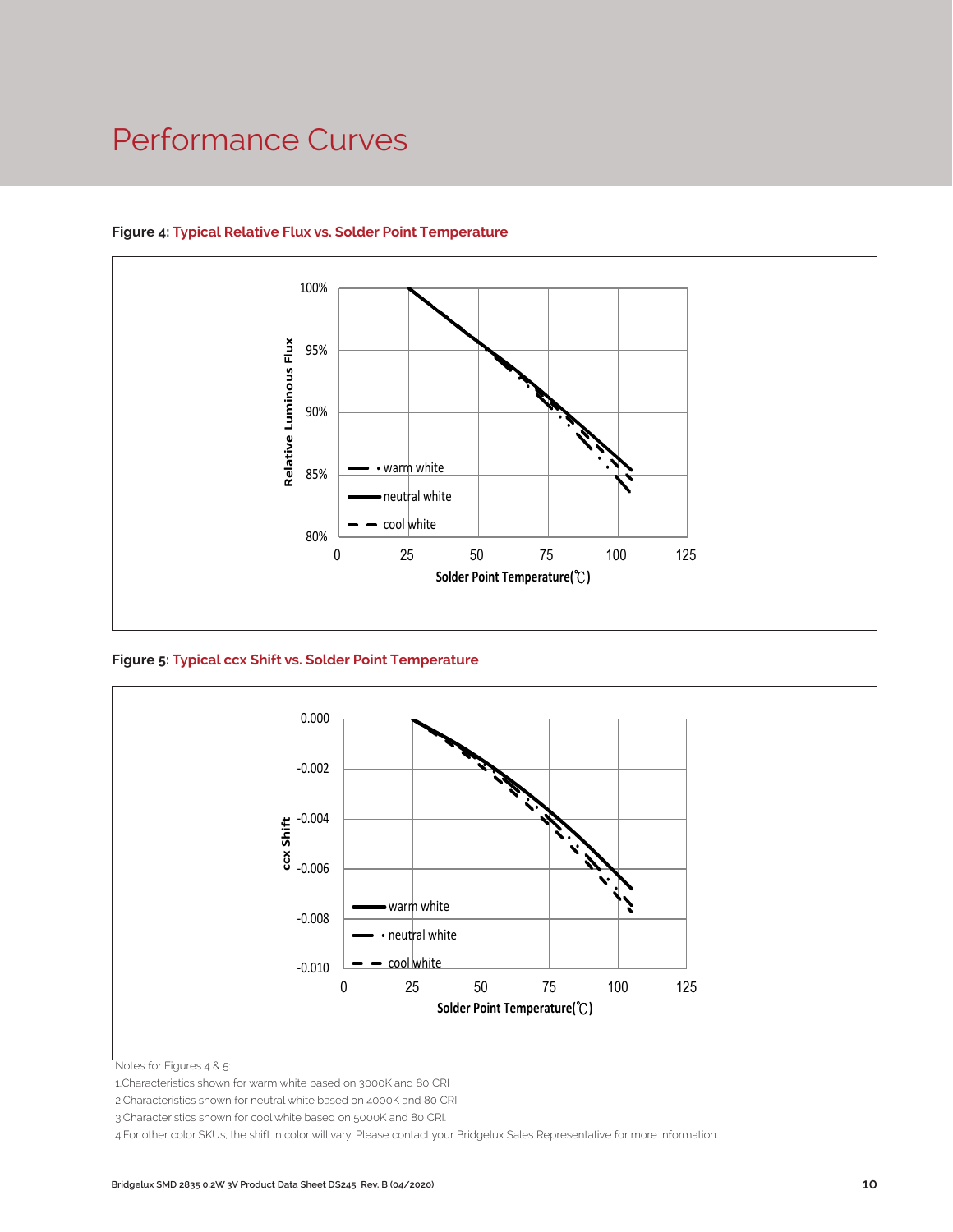# Performance Curves

**Figure 4: Typical Relative Flux vs. Solder Point Temperature**

Relative Luminous Flux

100%
95%
90%
85%
80%

0 25 50 75 100 125

Solder Point Temperature(℃)

warm white
neutral white
cool white

**Figure 5: Typical ccx Shift vs. Solder Point Temperature**

ccx Shift

0.000
-0.002
-0.004
-0.006
-0.008
-0.010

0 25 50 75 100 125

Solder Point Temperature(℃)

warm white
neutral white
cool white

Notes for Figures 4 & 5:

1. Characteristics shown for warm white based on 3000K and 80 CRI
2. Characteristics shown for neutral white based on 4000K and 80 CRI.
3. Characteristics shown for cool white based on 5000K and 80 CRI.
4. For other color SKUs, the shift in color will vary. Please contact your Bridgelux Sales Representative for more information.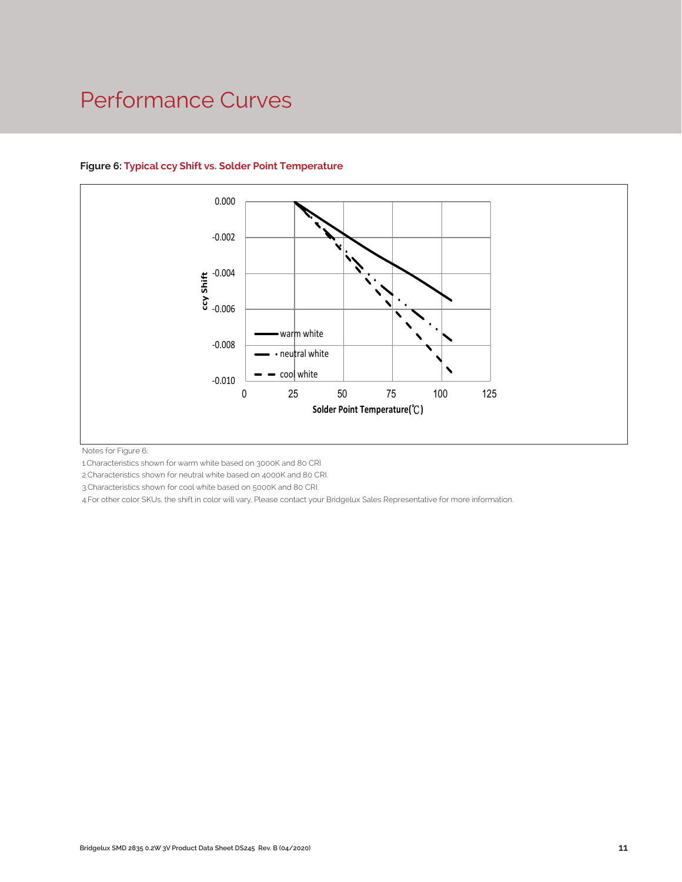# Performance Curves

**Figure 6: Typical ccy Shift vs. Solder Point Temperature**

Notes for Figure 6:

1.Characteristics shown for warm white based on 3000K and 80 CRI

2.Characteristics shown for neutral white based on 4000K and 80 CRI.

3.Characteristics shown for cool white based on 5000K and 80 CRI.

4.For other color SKUs, the shift in color will vary. Please contact your Bridgelux Sales Representative for more information.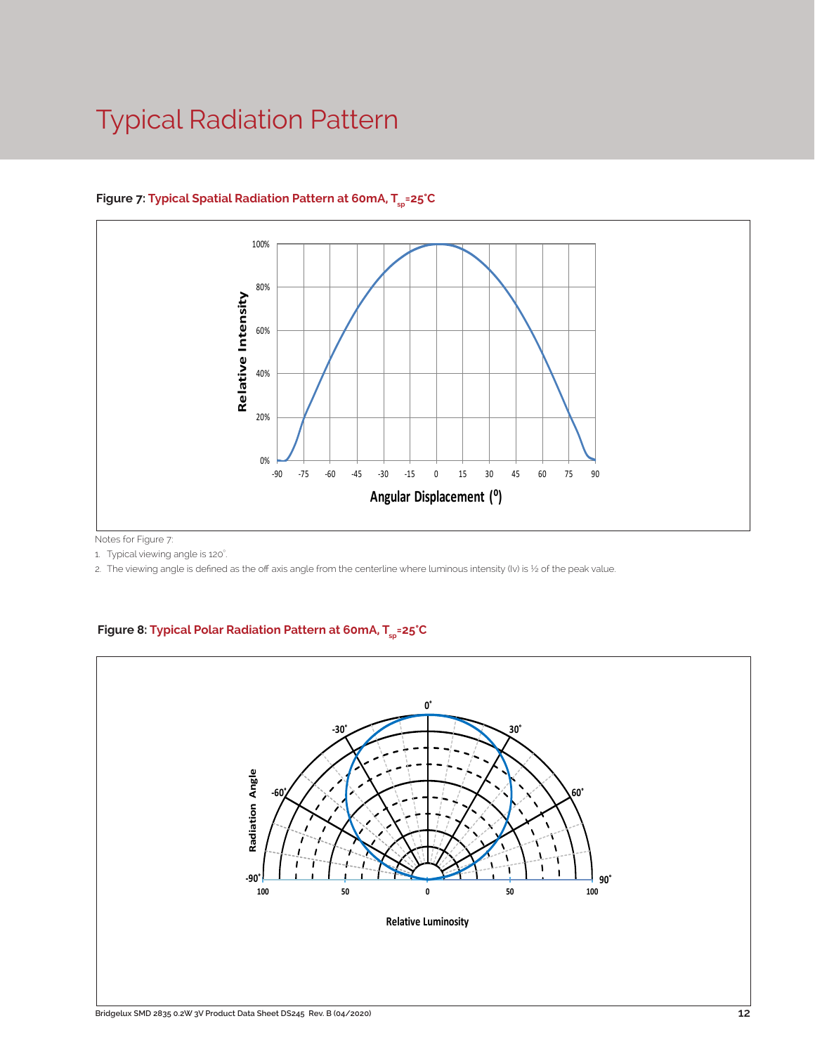# Typical Radiation Pattern

**Figure 7: Typical Spatial Radiation Pattern at 60mA, $T_{sp}$=25°C**

Notes for Figure 7:

1. Typical viewing angle is 120°.
2. The viewing angle is defined as the off axis angle from the centerline where luminous intensity (Iv) is ½ of the peak value.

**Figure 8: Typical Polar Radiation Pattern at 60mA, $T_{sp}$=25°C**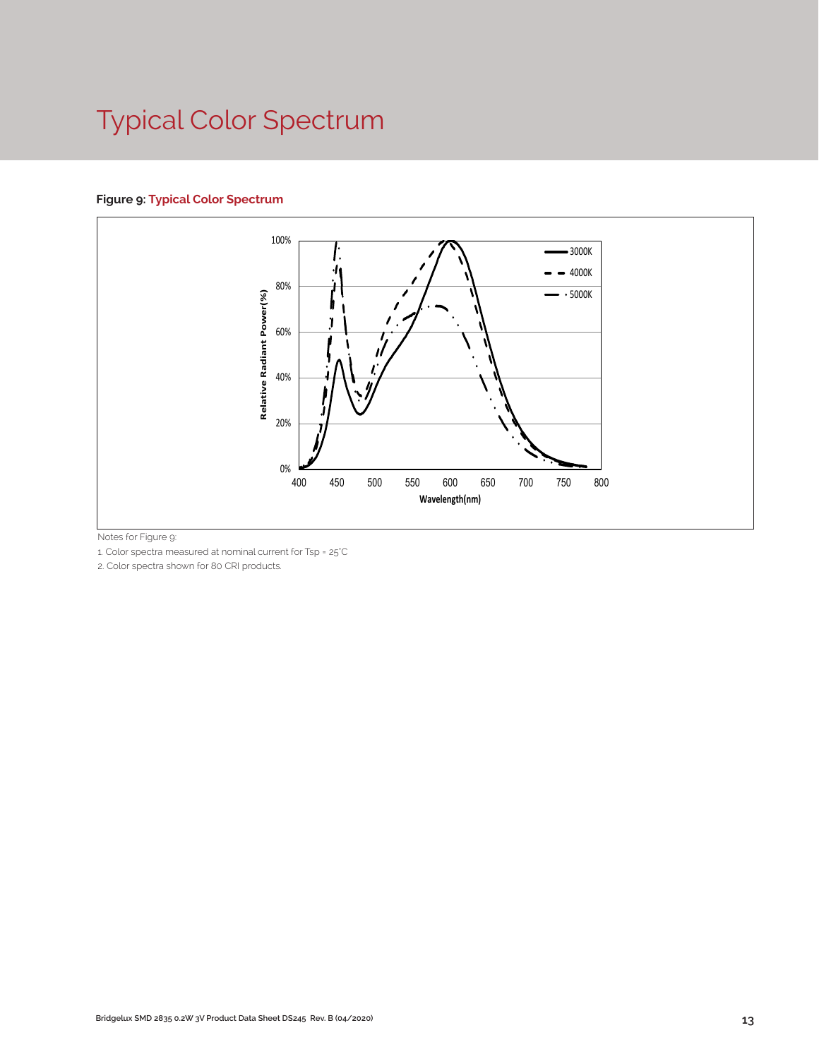# Typical Color Spectrum

**Figure 9: Typical Color Spectrum**

Notes for Figure 9:

1. Color spectra measured at nominal current for Tsp = 25°C
2. Color spectra shown for 80 CRI products.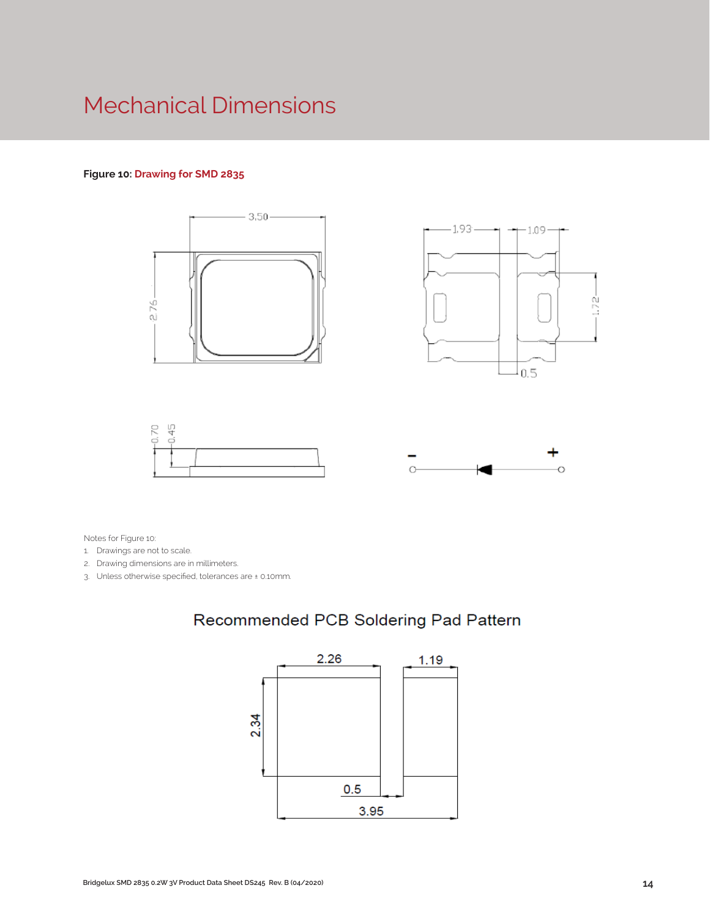# Mechanical Dimensions

**Figure 10:** Drawing for SMD 2835

Notes for Figure 10:

1. Drawings are not to scale.
2. Drawing dimensions are in millimeters.
3. Unless otherwise specified, tolerances are ± 0.10mm.

## Recommended PCB Soldering Pad Pattern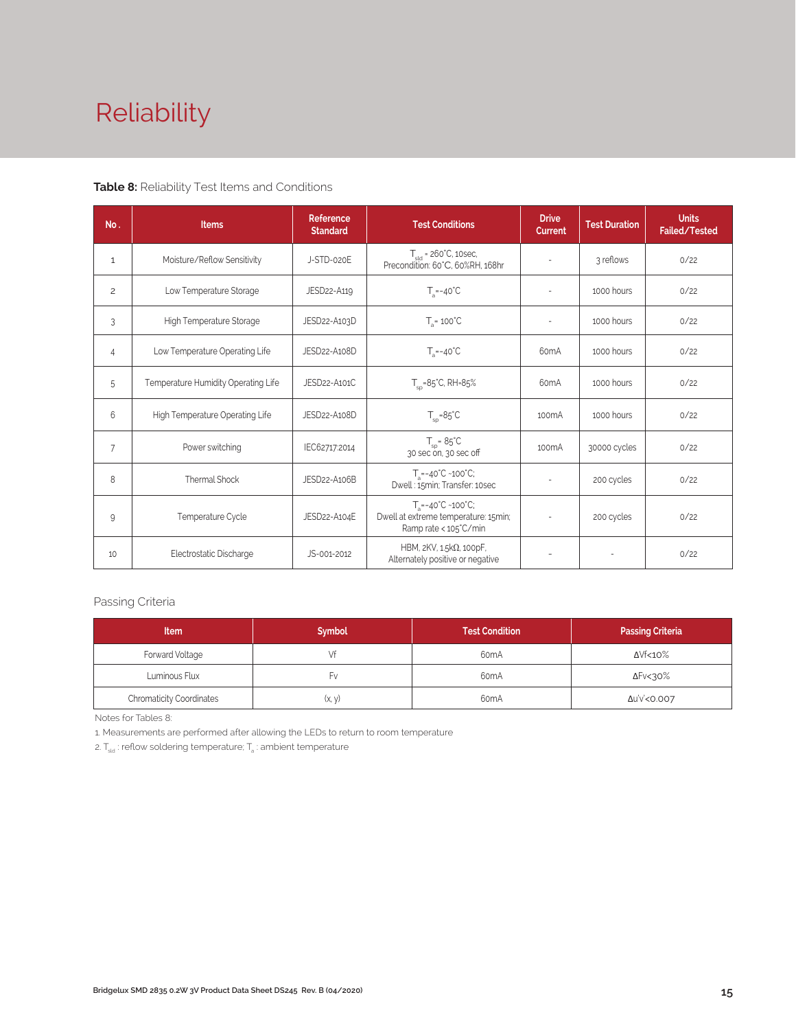# Reliability

**Table 8:** Reliability Test Items and Conditions

| No. | Items | Reference Standard | Test Conditions | Drive Current | Test Duration | Units Failed/Tested |
|---|---|---|---|---|---|---|
| 1 | Moisture/Reflow Sensitivity | J-STD-020E | $T_{sld}$ = 260°C, 10sec, Precondition: 60°C, 60%RH, 168hr | - | 3 reflows | 0/22 |
| 2 | Low Temperature Storage | JESD22-A119 | $T_a$=-40°C | - | 1000 hours | 0/22 |
| 3 | High Temperature Storage | JESD22-A103D | $T_a$= 100°C | - | 1000 hours | 0/22 |
| 4 | Low Temperature Operating Life | JESD22-A108D | $T_a$=-40°C | 60mA | 1000 hours | 0/22 |
| 5 | Temperature Humidity Operating Life | JESD22-A101C | $T_{sp}$=85°C, RH=85% | 60mA | 1000 hours | 0/22 |
| 6 | High Temperature Operating Life | JESD22-A108D | $T_{sp}$=85°C | 100mA | 1000 hours | 0/22 |
| 7 | Power switching | IEC62717:2014 | $T_{sp}$= 85°C 30 sec on, 30 sec off | 100mA | 30000 cycles | 0/22 |
| 8 | Thermal Shock | JESD22-A106B | $T_a$=-40°C ~100°C; Dwell : 15min; Transfer: 10sec | - | 200 cycles | 0/22 |
| 9 | Temperature Cycle | JESD22-A104E | $T_a$=-40°C ~100°C; Dwell at extreme temperature: 15min; Ramp rate < 105°C/min | - | 200 cycles | 0/22 |
| 10 | Electrostatic Discharge | JS-001-2012 | HBM, 2KV, 1.5kΩ, 100pF, Alternately positive or negative | - | - | 0/22 |

Passing Criteria

| Item | Symbol | Test Condition | Passing Criteria |
|---|---|---|---|
| Forward Voltage | Vf | 60mA | ΔVf<10% |
| Luminous Flux | Fv | 60mA | ΔFv<30% |
| Chromaticity Coordinates | (x, y) | 60mA | Δu'v'<0.007 |

Notes for Tables 8:

1. Measurements are performed after allowing the LEDs to return to room temperature
2. $T_{sld}$ : reflow soldering temperature; $T_a$ : ambient temperature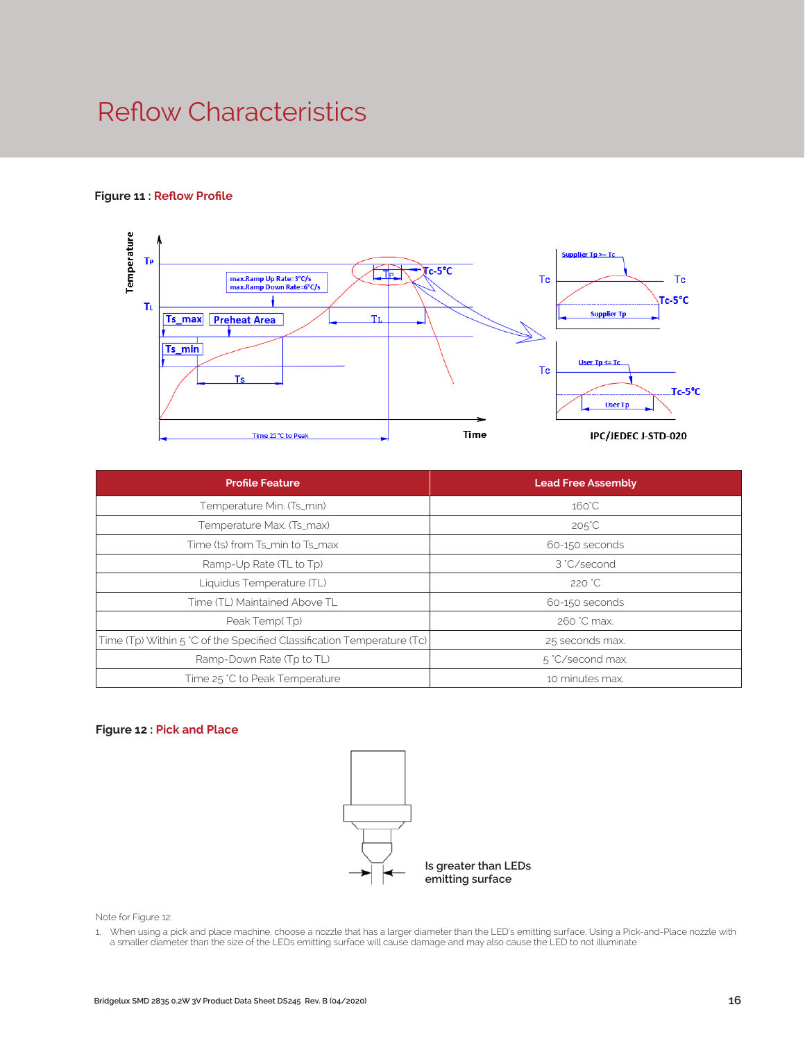# Reflow Characteristics

**Figure 11 : Reflow Profile**

| Profile Feature | Lead Free Assembly |
|---|---|
| Temperature Min. (Ts_min) | 160°C |
| Temperature Max. (Ts_max) | 205°C |
| Time (ts) from Ts_min to Ts_max | 60-150 seconds |
| Ramp-Up Rate (TL to Tp) | 3 °C/second |
| Liquidus Temperature (TL) | 220 °C |
| Time (TL) Maintained Above TL | 60-150 seconds |
| Peak Temp( Tp) | 260 °C max. |
| Time (Tp) Within 5 °C of the Specified Classification Temperature (Tc) | 25 seconds max. |
| Ramp-Down Rate (Tp to TL) | 5 °C/second max. |
| Time 25 °C to Peak Temperature | 10 minutes max. |

**Figure 12 : Pick and Place**

Is greater than LEDs emitting surface

Note for Figure 12:

1. When using a pick and place machine, choose a nozzle that has a larger diameter than the LED's emitting surface. Using a Pick-and-Place nozzle with a smaller diameter than the size of the LEDs emitting surface will cause damage and may also cause the LED to not illuminate.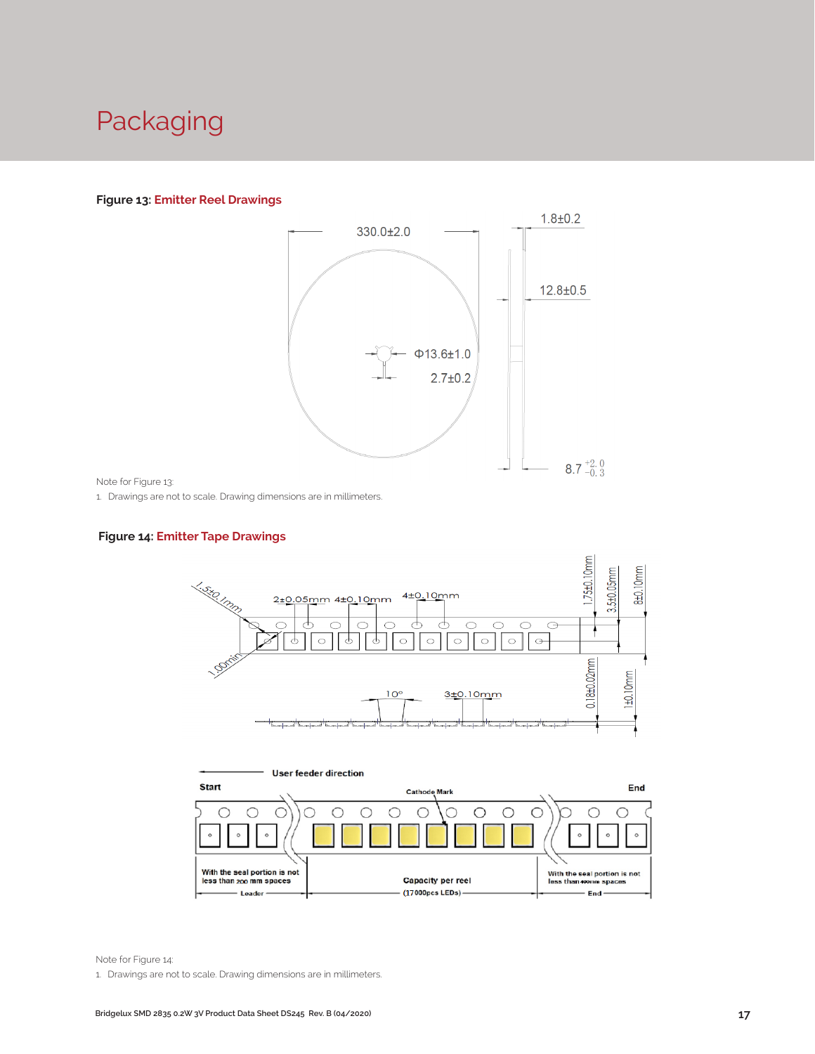# Packaging

**Figure 13:** Emitter Reel Drawings

Note for Figure 13:

1. Drawings are not to scale. Drawing dimensions are in millimeters.

**Figure 14:** Emitter Tape Drawings

Note for Figure 14:

1. Drawings are not to scale. Drawing dimensions are in millimeters.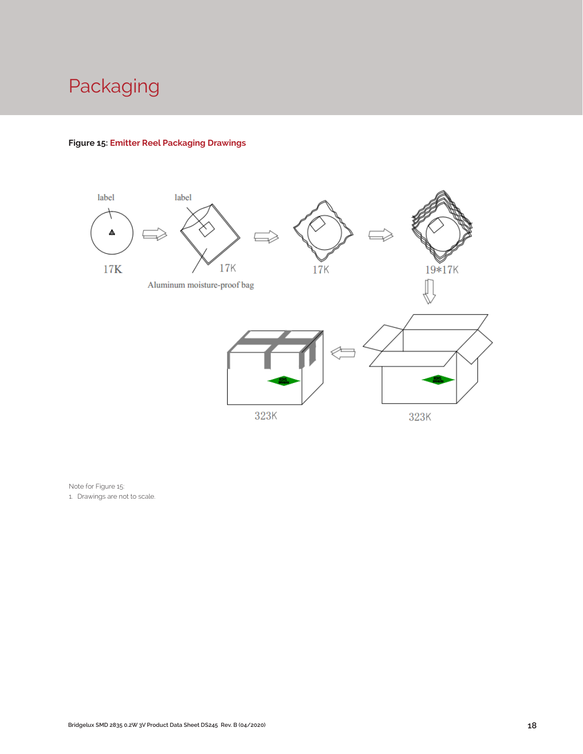# Packaging

**Figure 15: Emitter Reel Packaging Drawings**

label

label

17K

17K

Aluminum moisture-proof bag

17K

19*17K

323K

323K

Note for Figure 15:

1. Drawings are not to scale.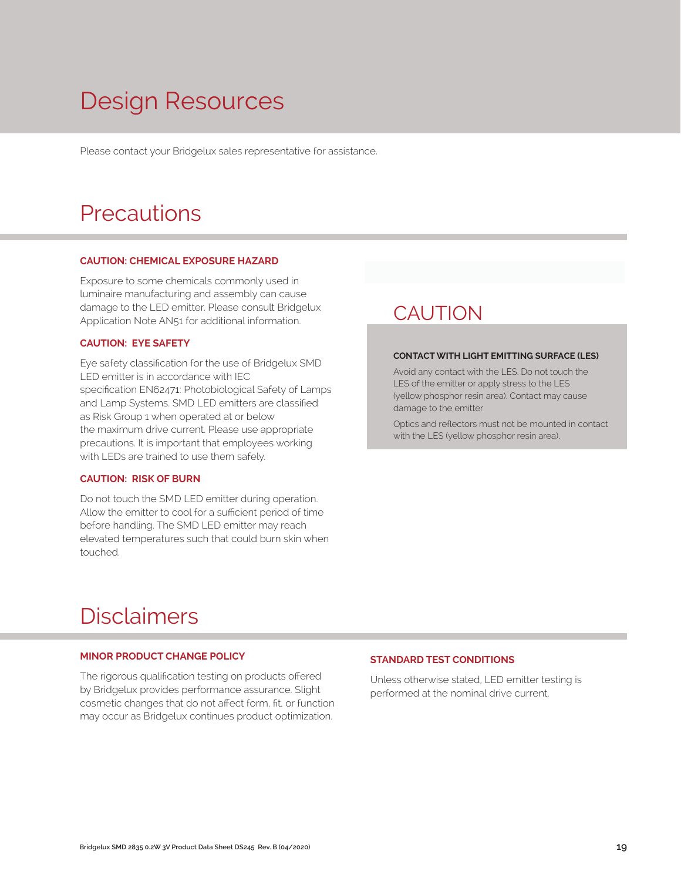# Design Resources

Please contact your Bridgelux sales representative for assistance.

# Precautions

**CAUTION: CHEMICAL EXPOSURE HAZARD**

Exposure to some chemicals commonly used in luminaire manufacturing and assembly can cause damage to the LED emitter. Please consult Bridgelux Application Note AN51 for additional information.

**CAUTION: EYE SAFETY**

Eye safety classification for the use of Bridgelux SMD LED emitter is in accordance with IEC specification EN62471: Photobiological Safety of Lamps and Lamp Systems. SMD LED emitters are classified as Risk Group 1 when operated at or below the maximum drive current. Please use appropriate precautions. It is important that employees working with LEDs are trained to use them safely.

**CAUTION: RISK OF BURN**

Do not touch the SMD LED emitter during operation. Allow the emitter to cool for a sufficient period of time before handling. The SMD LED emitter may reach elevated temperatures such that could burn skin when touched.

## CAUTION

**CONTACT WITH LIGHT EMITTING SURFACE (LES)**

Avoid any contact with the LES. Do not touch the LES of the emitter or apply stress to the LES (yellow phosphor resin area). Contact may cause damage to the emitter

Optics and reflectors must not be mounted in contact with the LES (yellow phosphor resin area).

# Disclaimers

**MINOR PRODUCT CHANGE POLICY**

The rigorous qualification testing on products offered by Bridgelux provides performance assurance. Slight cosmetic changes that do not affect form, fit, or function may occur as Bridgelux continues product optimization.

**STANDARD TEST CONDITIONS**

Unless otherwise stated, LED emitter testing is performed at the nominal drive current.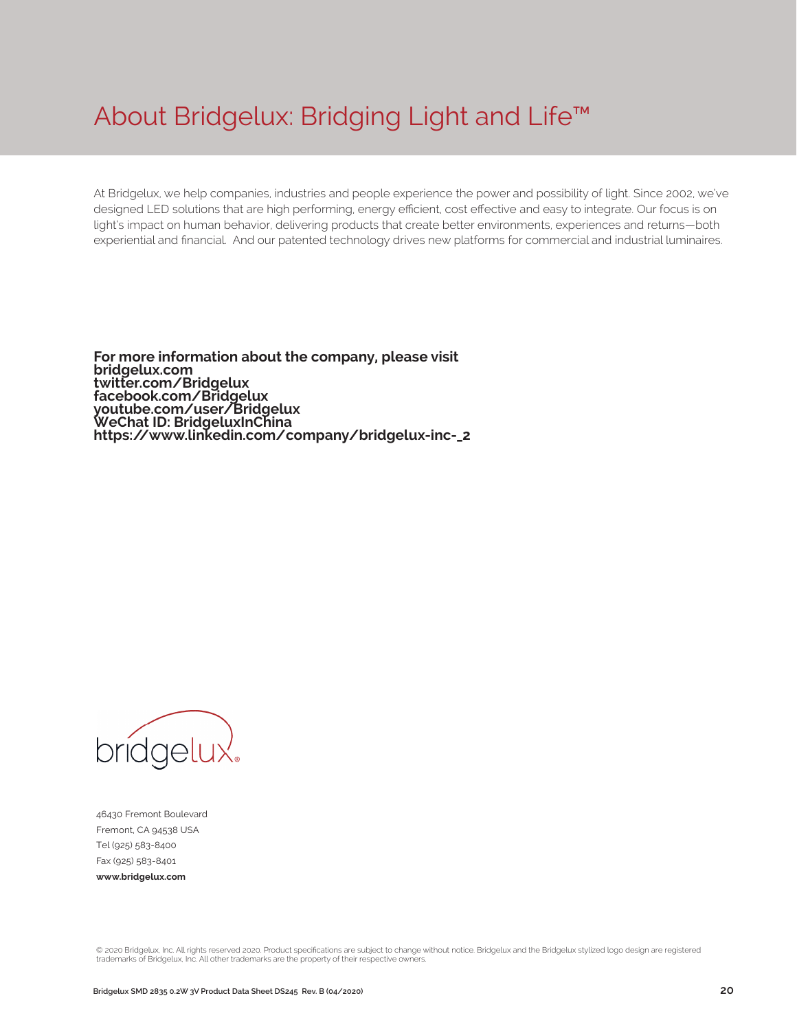# About Bridgelux: Bridging Light and Life™

At Bridgelux, we help companies, industries and people experience the power and possibility of light. Since 2002, we've designed LED solutions that are high performing, energy efficient, cost effective and easy to integrate. Our focus is on light's impact on human behavior, delivering products that create better environments, experiences and returns—both experiential and financial. And our patented technology drives new platforms for commercial and industrial luminaires.

**For more information about the company, please visit**
**bridgelux.com**
**twitter.com/Bridgelux**
**facebook.com/Bridgelux**
**youtube.com/user/Bridgelux**
**WeChat ID: BridgeluxInChina**
**https://www.linkedin.com/company/bridgelux-inc-_2**

bridgelux®

46430 Fremont Boulevard
Fremont, CA 94538 USA
Tel (925) 583-8400
Fax (925) 583-8401
**www.bridgelux.com**

© 2020 Bridgelux, Inc. All rights reserved 2020. Product specifications are subject to change without notice. Bridgelux and the Bridgelux stylized logo design are registered trademarks of Bridgelux, Inc. All other trademarks are the property of their respective owners.